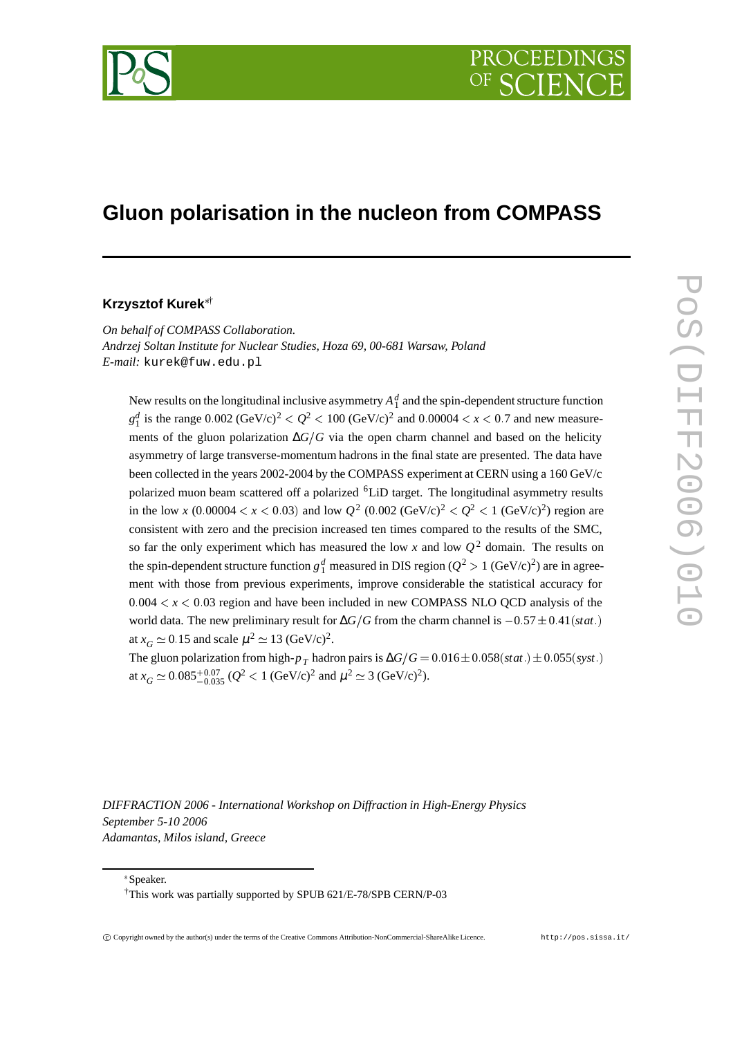# Gluon polarisation in the nucleon from COMPASS

**Krzysztof Kurek**[*†]

*On behalf of COMPASS Collaboration.*
*Andrzej Soltan Institute for Nuclear Studies, Hoza 69, 00-681 Warsaw, Poland*
*E-mail:* kurek@fuw.edu.pl

New results on the longitudinal inclusive asymmetry $A_1^d$ and the spin-dependent structure function $g_1^d$ is the range $0.002$ (GeV/c)$^2 < Q^2 < 100$ (GeV/c)$^2$ and $0.00004 < x < 0.7$ and new measurements of the gluon polarization $\Delta G/G$ via the open charm channel and based on the helicity asymmetry of large transverse-momentum hadrons in the final state are presented. The data have been collected in the years 2002-2004 by the COMPASS experiment at CERN using a 160 GeV/c polarized muon beam scattered off a polarized $^6$LiD target. The longitudinal asymmetry results in the low $x$ ($0.00004 < x < 0.03$) and low $Q^2$ ($0.002$ (GeV/c)$^2 < Q^2 < 1$ (GeV/c)$^2$) region are consistent with zero and the precision increased ten times compared to the results of the SMC, so far the only experiment which has measured the low $x$ and low $Q^2$ domain. The results on the spin-dependent structure function $g_1^d$ measured in DIS region ($Q^2 > 1$ (GeV/c)$^2$) are in agreement with those from previous experiments, improve considerable the statistical accuracy for $0.004 < x < 0.03$ region and have been included in new COMPASS NLO QCD analysis of the world data. The new preliminary result for $\Delta G/G$ from the charm channel is $-0.57 \pm 0.41(stat.)$ at $x_G \simeq 0.15$ and scale $\mu^2 \simeq 13$ (GeV/c)$^2$.

The gluon polarization from high-$p_T$ hadron pairs is $\Delta G/G = 0.016 \pm 0.058(stat.) \pm 0.055(syst.)$ at $x_G \simeq 0.085^{+0.07}_{-0.035}$ ($Q^2 < 1$ (GeV/c)$^2$ and $\mu^2 \simeq 3$ (GeV/c)$^2$).

*DIFFRACTION 2006 - International Workshop on Diffraction in High-Energy Physics*
*September 5-10 2006*
*Adamantas, Milos island, Greece*

[*] Speaker.

[†] This work was partially supported by SPUB 621/E-78/SPB CERN/P-03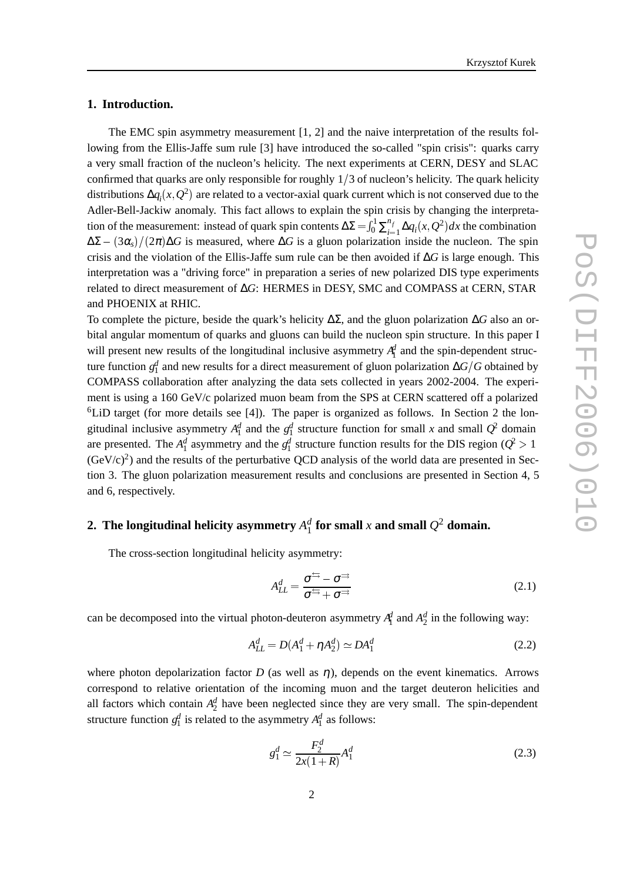## 1. Introduction.

The EMC spin asymmetry measurement [1, 2] and the naive interpretation of the results following from the Ellis-Jaffe sum rule [3] have introduced the so-called "spin crisis": quarks carry a very small fraction of the nucleon's helicity. The next experiments at CERN, DESY and SLAC confirmed that quarks are only responsible for roughly $1/3$ of nucleon's helicity. The quark helicity distributions $\Delta q_i(x,Q^2)$ are related to a vector-axial quark current which is not conserved due to the Adler-Bell-Jackiw anomaly. This fact allows to explain the spin crisis by changing the interpretation of the measurement: instead of quark spin contents $\Delta\Sigma = \int_0^1 \sum_{i=1}^{n_f} \Delta q_i(x,Q^2)dx$ the combination $\Delta\Sigma - (3\alpha_s)/(2\pi)\Delta G$ is measured, where $\Delta G$ is a gluon polarization inside the nucleon. The spin crisis and the violation of the Ellis-Jaffe sum rule can be then avoided if $\Delta G$ is large enough. This interpretation was a "driving force" in preparation a series of new polarized DIS type experiments related to direct measurement of $\Delta G$: HERMES in DESY, SMC and COMPASS at CERN, STAR and PHOENIX at RHIC.

To complete the picture, beside the quark's helicity $\Delta\Sigma$, and the gluon polarization $\Delta G$ also an orbital angular momentum of quarks and gluons can build the nucleon spin structure. In this paper I will present new results of the longitudinal inclusive asymmetry $A_1^d$ and the spin-dependent structure function $g_1^d$ and new results for a direct measurement of gluon polarization $\Delta G/G$ obtained by COMPASS collaboration after analyzing the data sets collected in years 2002-2004. The experiment is using a 160 GeV/c polarized muon beam from the SPS at CERN scattered off a polarized $^6$LiD target (for more details see [4]). The paper is organized as follows. In Section 2 the longitudinal inclusive asymmetry $A_1^d$ and the $g_1^d$ structure function for small $x$ and small $Q^2$ domain are presented. The $A_1^d$ asymmetry and the $g_1^d$ structure function results for the DIS region ($Q^2 > 1$ (GeV/c)$^2$) and the results of the perturbative QCD analysis of the world data are presented in Section 3. The gluon polarization measurement results and conclusions are presented in Section 4, 5 and 6, respectively.

## 2. The longitudinal helicity asymmetry $A_1^d$ for small $x$ and small $Q^2$ domain.

The cross-section longitudinal helicity asymmetry:

$$A_{LL}^d = \frac{\sigma^{\leftrightarrows} - \sigma^{\rightrightarrows}}{\sigma^{\leftrightarrows} + \sigma^{\rightrightarrows}} \tag{2.1}$$

can be decomposed into the virtual photon-deuteron asymmetry $A_1^d$ and $A_2^d$ in the following way:

$$A_{LL}^d = D(A_1^d + \eta A_2^d) \simeq D A_1^d \tag{2.2}$$

where photon depolarization factor $D$ (as well as $\eta$), depends on the event kinematics. Arrows correspond to relative orientation of the incoming muon and the target deuteron helicities and all factors which contain $A_2^d$ have been neglected since they are very small. The spin-dependent structure function $g_1^d$ is related to the asymmetry $A_1^d$ as follows:

$$g_1^d \simeq \frac{F_2^d}{2x(1+R)} A_1^d \tag{2.3}$$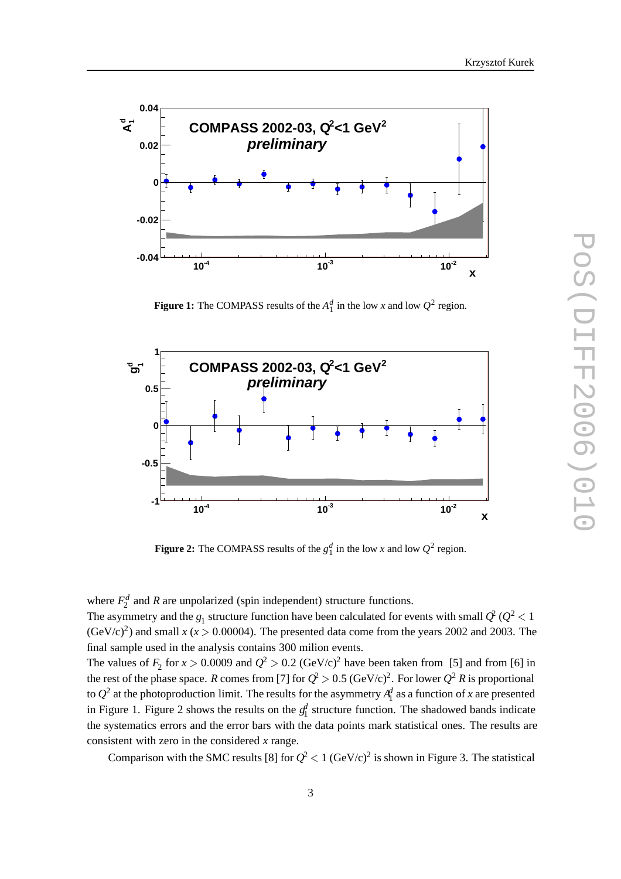**Figure 1:** The COMPASS results of the $A_1^d$ in the low $x$ and low $Q^2$ region.

**Figure 2:** The COMPASS results of the $g_1^d$ in the low $x$ and low $Q^2$ region.

where $F_2^d$ and $R$ are unpolarized (spin independent) structure functions.
The asymmetry and the $g_1$ structure function have been calculated for events with small $Q^2$ ($Q^2 < 1$ $(\mathrm{GeV/c})^2$) and small $x$ ($x > 0.00004$). The presented data come from the years 2002 and 2003. The final sample used in the analysis contains 300 milion events.
The values of $F_2$ for $x > 0.0009$ and $Q^2 > 0.2$ $(\mathrm{GeV/c})^2$ have been taken from [5] and from [6] in the rest of the phase space. $R$ comes from [7] for $Q^2 > 0.5$ $(\mathrm{GeV/c})^2$. For lower $Q^2$ $R$ is proportional to $Q^2$ at the photoproduction limit. The results for the asymmetry $A_1^d$ as a function of $x$ are presented in Figure 1. Figure 2 shows the results on the $g_1^d$ structure function. The shadowed bands indicate the systematics errors and the error bars with the data points mark statistical ones. The results are consistent with zero in the considered $x$ range.

Comparison with the SMC results [8] for $Q^2 < 1$ $(\mathrm{GeV/c})^2$ is shown in Figure 3. The statistical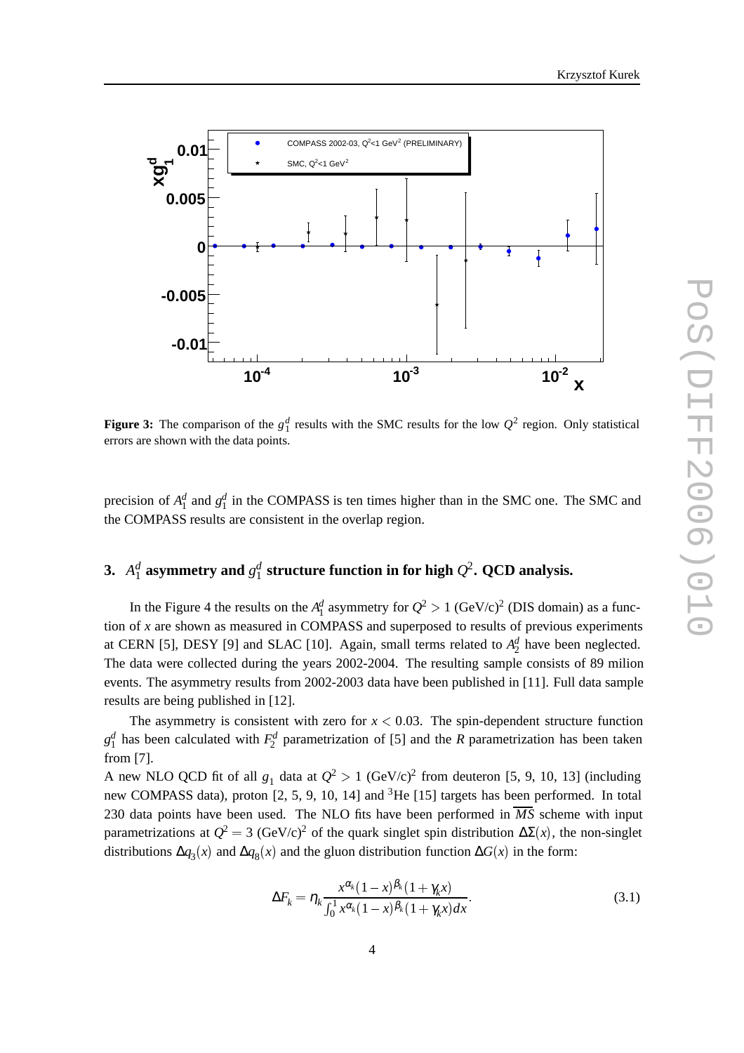**Figure 3:** The comparison of the $g_1^d$ results with the SMC results for the low $Q^2$ region. Only statistical errors are shown with the data points.

precision of $A_1^d$ and $g_1^d$ in the COMPASS is ten times higher than in the SMC one. The SMC and the COMPASS results are consistent in the overlap region.

## 3. $A_1^d$ asymmetry and $g_1^d$ structure function in for high $Q^2$. QCD analysis.

In the Figure 4 the results on the $A_1^d$ asymmetry for $Q^2 > 1$ (GeV/c)$^2$ (DIS domain) as a function of $x$ are shown as measured in COMPASS and superposed to results of previous experiments at CERN [5], DESY [9] and SLAC [10]. Again, small terms related to $A_2^d$ have been neglected. The data were collected during the years 2002-2004. The resulting sample consists of 89 milion events. The asymmetry results from 2002-2003 data have been published in [11]. Full data sample results are being published in [12].

The asymmetry is consistent with zero for $x < 0.03$. The spin-dependent structure function $g_1^d$ has been calculated with $F_2^d$ parametrization of [5] and the $R$ parametrization has been taken from [7].

A new NLO QCD fit of all $g_1$ data at $Q^2 > 1$ (GeV/c)$^2$ from deuteron [5, 9, 10, 13] (including new COMPASS data), proton [2, 5, 9, 10, 14] and $^3$He [15] targets has been performed. In total 230 data points have been used. The NLO fits have been performed in $\overline{MS}$ scheme with input parametrizations at $Q^2 = 3$ (GeV/c)$^2$ of the quark singlet spin distribution $\Delta\Sigma(x)$, the non-singlet distributions $\Delta q_3(x)$ and $\Delta q_8(x)$ and the gluon distribution function $\Delta G(x)$ in the form:

$$\Delta F_k = \eta_k \frac{x^{\alpha_k}(1-x)^{\beta_k}(1+\gamma_k x)}{\int_0^1 x^{\alpha_k}(1-x)^{\beta_k}(1+\gamma_k x)dx}. \tag{3.1}$$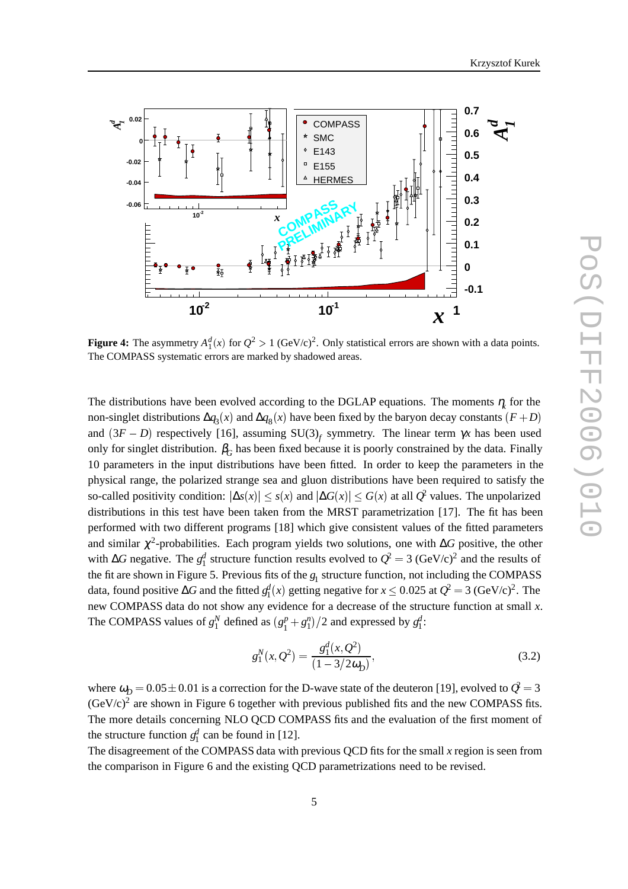**Figure 4:** The asymmetry $A_1^d(x)$ for $Q^2 > 1$ (GeV/c)$^2$. Only statistical errors are shown with a data points. The COMPASS systematic errors are marked by shadowed areas.

The distributions have been evolved according to the DGLAP equations. The moments $\eta_k$ for the non-singlet distributions $\Delta q_3(x)$ and $\Delta q_8(x)$ have been fixed by the baryon decay constants $(F+D)$ and $(3F-D)$ respectively [16], assuming SU(3)$_f$ symmetry. The linear term $\gamma x$ has been used only for singlet distribution. $\beta_G$ has been fixed because it is poorly constrained by the data. Finally 10 parameters in the input distributions have been fitted. In order to keep the parameters in the physical range, the polarized strange sea and gluon distributions have been required to satisfy the so-called positivity condition: $|\Delta s(x)| \leq s(x)$ and $|\Delta G(x)| \leq G(x)$ at all $Q^2$ values. The unpolarized distributions in this test have been taken from the MRST parametrization [17]. The fit has been performed with two different programs [18] which give consistent values of the fitted parameters and similar $\chi^2$-probabilities. Each program yields two solutions, one with $\Delta G$ positive, the other with $\Delta G$ negative. The $g_1^d$ structure function results evolved to $Q^2 = 3$ (GeV/c)$^2$ and the results of the fit are shown in Figure 5. Previous fits of the $g_1$ structure function, not including the COMPASS data, found positive $\Delta G$ and the fitted $g_1^d(x)$ getting negative for $x \leq 0.025$ at $Q^2 = 3$ (GeV/c)$^2$. The new COMPASS data do not show any evidence for a decrease of the structure function at small $x$. The COMPASS values of $g_1^N$ defined as $(g_1^p + g_1^n)/2$ and expressed by $g_1^d$:

$$g_1^N(x, Q^2) = \frac{g_1^d(x, Q^2)}{(1 - 3/2\omega_D)}, \tag{3.2}$$

where $\omega_D = 0.05 \pm 0.01$ is a correction for the D-wave state of the deuteron [19], evolved to $Q^2 = 3$ (GeV/c)$^2$ are shown in Figure 6 together with previous published fits and the new COMPASS fits. The more details concerning NLO QCD COMPASS fits and the evaluation of the first moment of the structure function $g_1^d$ can be found in [12].

The disagreement of the COMPASS data with previous QCD fits for the small $x$ region is seen from the comparison in Figure 6 and the existing QCD parametrizations need to be revised.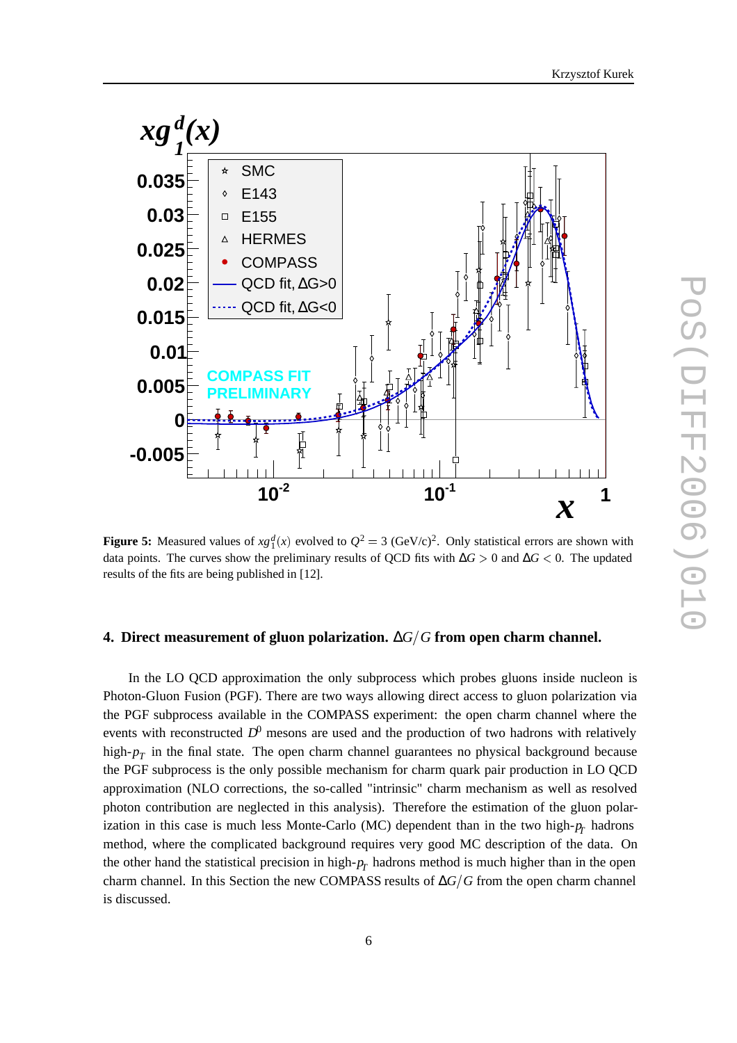**Figure 5:** Measured values of $xg_1^d(x)$ evolved to $Q^2 = 3$ (GeV/c)$^2$. Only statistical errors are shown with data points. The curves show the preliminary results of QCD fits with $\Delta G > 0$ and $\Delta G < 0$. The updated results of the fits are being published in [12].

## 4. Direct measurement of gluon polarization. $\Delta G/G$ from open charm channel.

In the LO QCD approximation the only subprocess which probes gluons inside nucleon is Photon-Gluon Fusion (PGF). There are two ways allowing direct access to gluon polarization via the PGF subprocess available in the COMPASS experiment: the open charm channel where the events with reconstructed $D^0$ mesons are used and the production of two hadrons with relatively high-$p_T$ in the final state. The open charm channel guarantees no physical background because the PGF subprocess is the only possible mechanism for charm quark pair production in LO QCD approximation (NLO corrections, the so-called "intrinsic" charm mechanism as well as resolved photon contribution are neglected in this analysis). Therefore the estimation of the gluon polarization in this case is much less Monte-Carlo (MC) dependent than in the two high-$p_T$ hadrons method, where the complicated background requires very good MC description of the data. On the other hand the statistical precision in high-$p_T$ hadrons method is much higher than in the open charm channel. In this Section the new COMPASS results of $\Delta G/G$ from the open charm channel is discussed.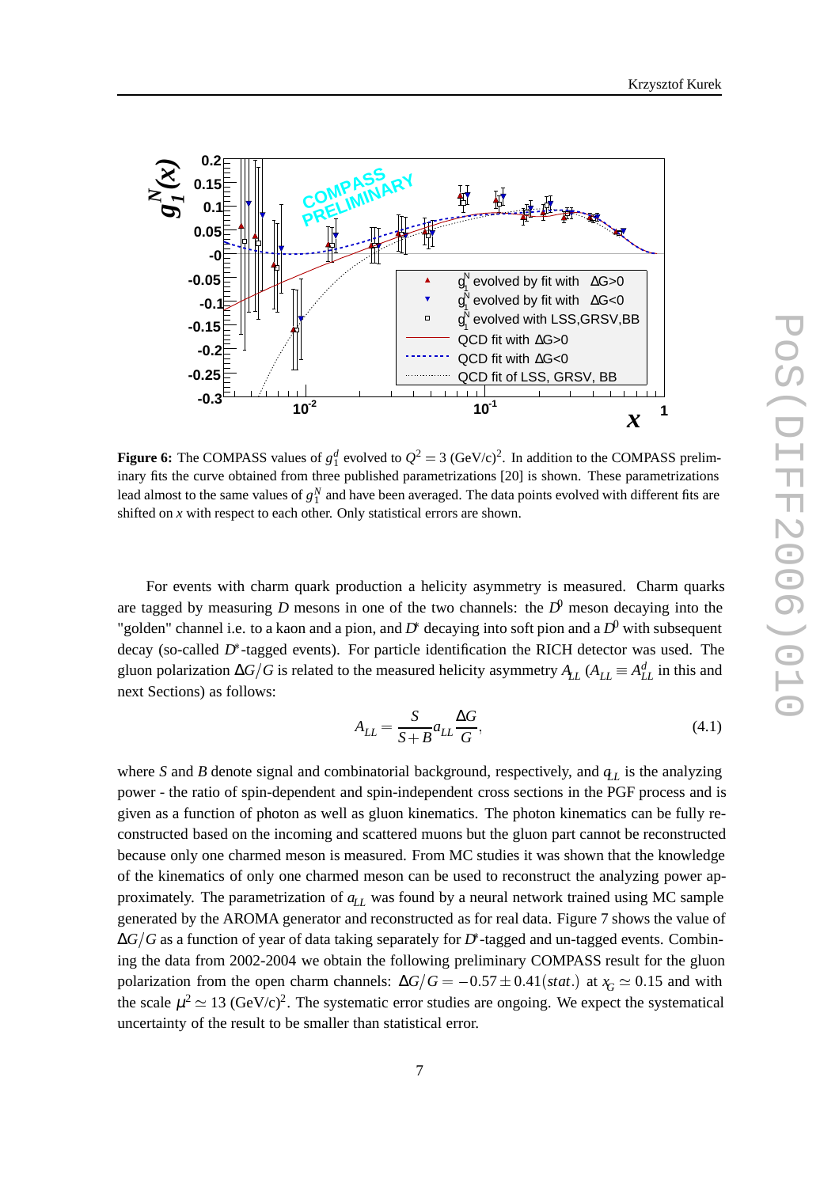**Figure 6:** The COMPASS values of $g_1^d$ evolved to $Q^2 = 3$ (GeV/c)$^2$. In addition to the COMPASS preliminary fits the curve obtained from three published parametrizations [20] is shown. These parametrizations lead almost to the same values of $g_1^N$ and have been averaged. The data points evolved with different fits are shifted on $x$ with respect to each other. Only statistical errors are shown.

For events with charm quark production a helicity asymmetry is measured. Charm quarks are tagged by measuring $D$ mesons in one of the two channels: the $D^0$ meson decaying into the "golden" channel i.e. to a kaon and a pion, and $D^*$ decaying into soft pion and a $D^0$ with subsequent decay (so-called $D^*$-tagged events). For particle identification the RICH detector was used. The gluon polarization $\Delta G/G$ is related to the measured helicity asymmetry $A_{LL}$ ($A_{LL} \equiv A^d_{LL}$ in this and next Sections) as follows:

$$A_{LL} = \frac{S}{S+B} a_{LL} \frac{\Delta G}{G}, \tag{4.1}$$

where $S$ and $B$ denote signal and combinatorial background, respectively, and $a_{LL}$ is the analyzing power - the ratio of spin-dependent and spin-independent cross sections in the PGF process and is given as a function of photon as well as gluon kinematics. The photon kinematics can be fully reconstructed based on the incoming and scattered muons but the gluon part cannot be reconstructed because only one charmed meson is measured. From MC studies it was shown that the knowledge of the kinematics of only one charmed meson can be used to reconstruct the analyzing power approximately. The parametrization of $a_{LL}$ was found by a neural network trained using MC sample generated by the AROMA generator and reconstructed as for real data. Figure 7 shows the value of $\Delta G/G$ as a function of year of data taking separately for $D^*$-tagged and un-tagged events. Combining the data from 2002-2004 we obtain the following preliminary COMPASS result for the gluon polarization from the open charm channels: $\Delta G/G = -0.57 \pm 0.41(stat.)$ at $x_G \simeq 0.15$ and with the scale $\mu^2 \simeq 13$ (GeV/c)$^2$. The systematic error studies are ongoing. We expect the systematical uncertainty of the result to be smaller than statistical error.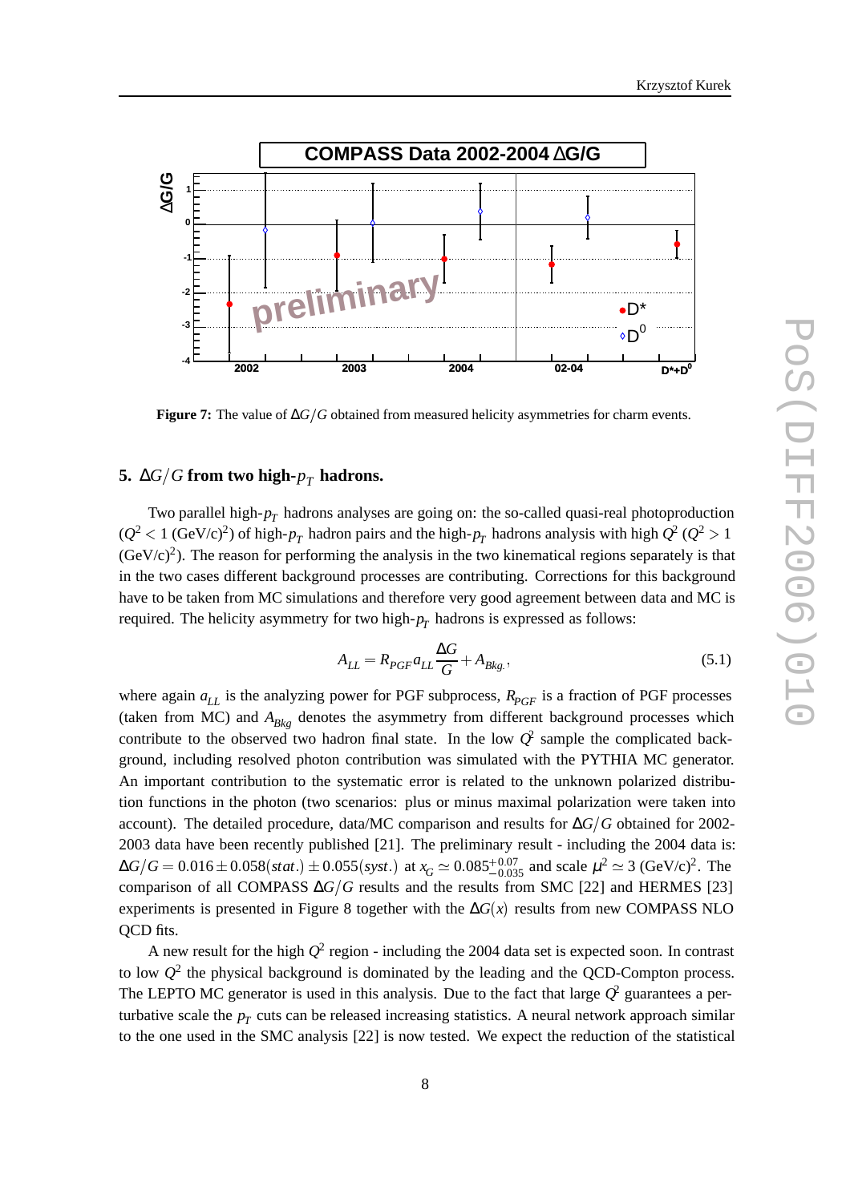**Figure 7:** The value of $\Delta G/G$ obtained from measured helicity asymmetries for charm events.

## 5. $\Delta G/G$ from two high-$p_T$ hadrons.

Two parallel high-$p_T$ hadrons analyses are going on: the so-called quasi-real photoproduction ($Q^2 < 1$ (GeV/c)$^2$) of high-$p_T$ hadron pairs and the high-$p_T$ hadrons analysis with high $Q^2$ ($Q^2 > 1$ (GeV/c)$^2$). The reason for performing the analysis in the two kinematical regions separately is that in the two cases different background processes are contributing. Corrections for this background have to be taken from MC simulations and therefore very good agreement between data and MC is required. The helicity asymmetry for two high-$p_T$ hadrons is expressed as follows:

$$A_{LL} = R_{PGF} a_{LL} \frac{\Delta G}{G} + A_{Bkg.}, \tag{5.1}$$

where again $a_{LL}$ is the analyzing power for PGF subprocess, $R_{PGF}$ is a fraction of PGF processes (taken from MC) and $A_{Bkg}$ denotes the asymmetry from different background processes which contribute to the observed two hadron final state. In the low $Q^2$ sample the complicated background, including resolved photon contribution was simulated with the PYTHIA MC generator. An important contribution to the systematic error is related to the unknown polarized distribution functions in the photon (two scenarios: plus or minus maximal polarization were taken into account). The detailed procedure, data/MC comparison and results for $\Delta G/G$ obtained for 2002-2003 data have been recently published [21]. The preliminary result - including the 2004 data is: $\Delta G/G = 0.016 \pm 0.058(stat.) \pm 0.055(syst.)$ at $x_G \simeq 0.085^{+0.07}_{-0.035}$ and scale $\mu^2 \simeq 3$ (GeV/c)$^2$. The comparison of all COMPASS $\Delta G/G$ results and the results from SMC [22] and HERMES [23] experiments is presented in Figure 8 together with the $\Delta G(x)$ results from new COMPASS NLO QCD fits.

A new result for the high $Q^2$ region - including the 2004 data set is expected soon. In contrast to low $Q^2$ the physical background is dominated by the leading and the QCD-Compton process. The LEPTO MC generator is used in this analysis. Due to the fact that large $Q^2$ guarantees a perturbative scale the $p_T$ cuts can be released increasing statistics. A neural network approach similar to the one used in the SMC analysis [22] is now tested. We expect the reduction of the statistical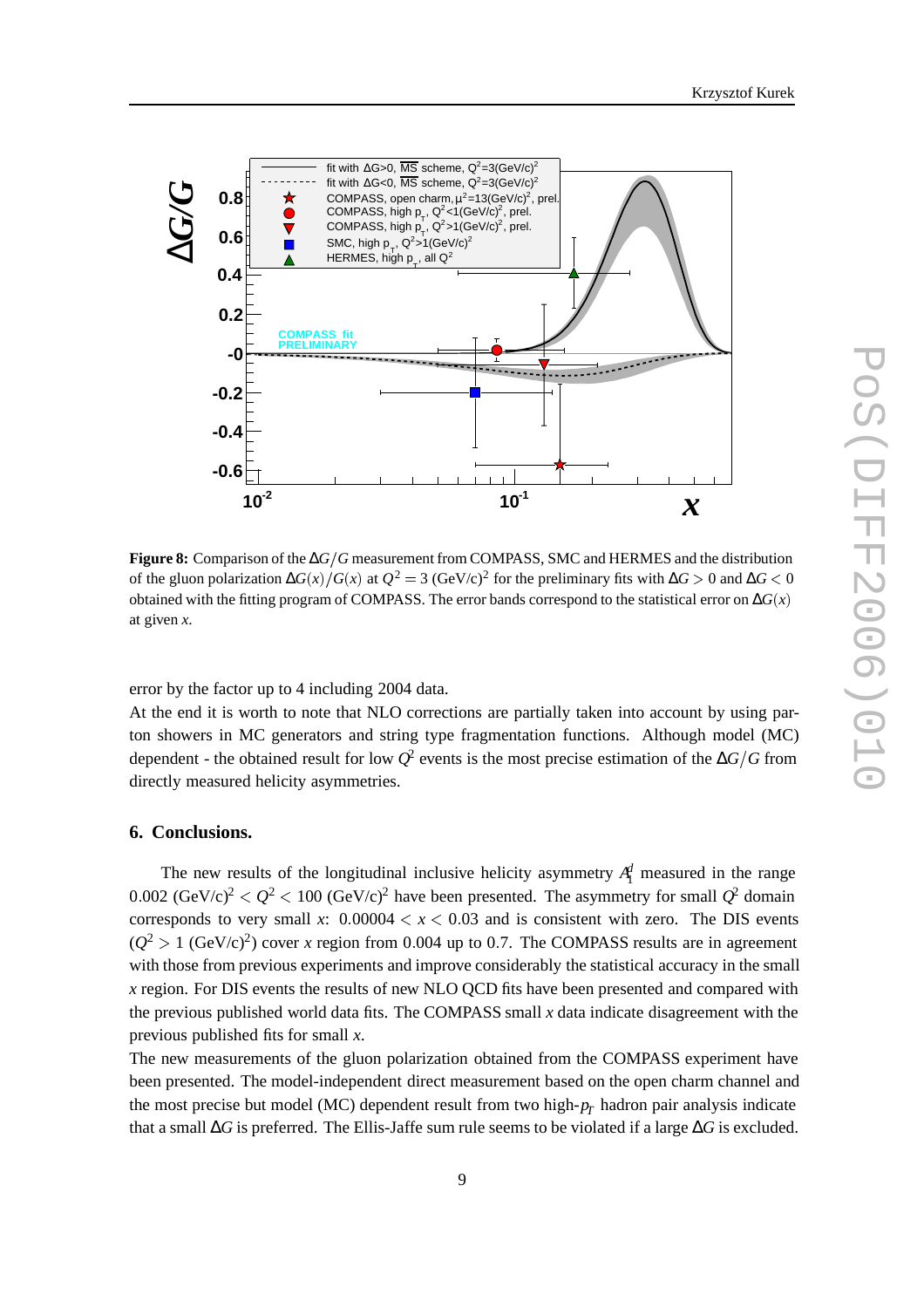**Figure 8:** Comparison of the $\Delta G/G$ measurement from COMPASS, SMC and HERMES and the distribution of the gluon polarization $\Delta G(x)/G(x)$ at $Q^2 = 3$ (GeV/c)$^2$ for the preliminary fits with $\Delta G > 0$ and $\Delta G < 0$ obtained with the fitting program of COMPASS. The error bands correspond to the statistical error on $\Delta G(x)$ at given $x$.

error by the factor up to 4 including 2004 data.

At the end it is worth to note that NLO corrections are partially taken into account by using parton showers in MC generators and string type fragmentation functions. Although model (MC) dependent - the obtained result for low $Q^2$ events is the most precise estimation of the $\Delta G/G$ from directly measured helicity asymmetries.

## 6. Conclusions.

The new results of the longitudinal inclusive helicity asymmetry $A_1^d$ measured in the range $0.002$ (GeV/c)$^2 < Q^2 < 100$ (GeV/c)$^2$ have been presented. The asymmetry for small $Q^2$ domain corresponds to very small $x$: $0.00004 < x < 0.03$ and is consistent with zero. The DIS events ($Q^2 > 1$ (GeV/c)$^2$) cover $x$ region from 0.004 up to 0.7. The COMPASS results are in agreement with those from previous experiments and improve considerably the statistical accuracy in the small $x$ region. For DIS events the results of new NLO QCD fits have been presented and compared with the previous published world data fits. The COMPASS small $x$ data indicate disagreement with the previous published fits for small $x$.

The new measurements of the gluon polarization obtained from the COMPASS experiment have been presented. The model-independent direct measurement based on the open charm channel and the most precise but model (MC) dependent result from two high-$p_T$ hadron pair analysis indicate that a small $\Delta G$ is preferred. The Ellis-Jaffe sum rule seems to be violated if a large $\Delta G$ is excluded.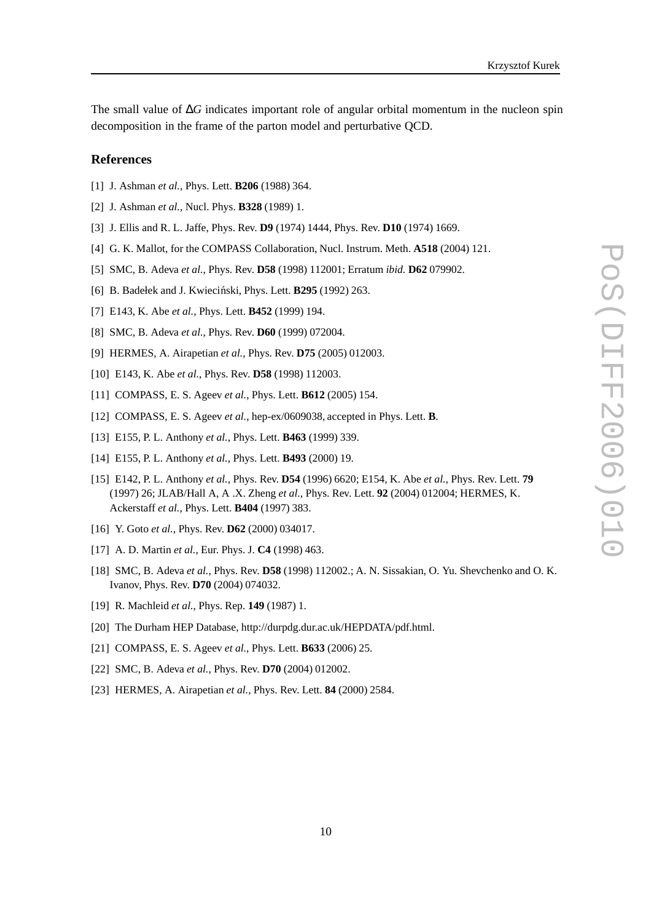The small value of $\Delta G$ indicates important role of angular orbital momentum in the nucleon spin decomposition in the frame of the parton model and perturbative QCD.

## References

[1] J. Ashman *et al.*, Phys. Lett. **B206** (1988) 364.

[2] J. Ashman *et al.*, Nucl. Phys. **B328** (1989) 1.

[3] J. Ellis and R. L. Jaffe, Phys. Rev. **D9** (1974) 1444, Phys. Rev. **D10** (1974) 1669.

[4] G. K. Mallot, for the COMPASS Collaboration, Nucl. Instrum. Meth. **A518** (2004) 121.

[5] SMC, B. Adeva *et al.*, Phys. Rev. **D58** (1998) 112001; Erratum *ibid.* **D62** 079902.

[6] B. Badełek and J. Kwieciński, Phys. Lett. **B295** (1992) 263.

[7] E143, K. Abe *et al.*, Phys. Lett. **B452** (1999) 194.

[8] SMC, B. Adeva *et al.*, Phys. Rev. **D60** (1999) 072004.

[9] HERMES, A. Airapetian *et al.*, Phys. Rev. **D75** (2005) 012003.

[10] E143, K. Abe *et al.*, Phys. Rev. **D58** (1998) 112003.

[11] COMPASS, E. S. Ageev *et al.*, Phys. Lett. **B612** (2005) 154.

[12] COMPASS, E. S. Ageev *et al.*, hep-ex/0609038, accepted in Phys. Lett. **B**.

[13] E155, P. L. Anthony *et al.*, Phys. Lett. **B463** (1999) 339.

[14] E155, P. L. Anthony *et al.*, Phys. Lett. **B493** (2000) 19.

[15] E142, P. L. Anthony *et al.*, Phys. Rev. **D54** (1996) 6620; E154, K. Abe *et al.*, Phys. Rev. Lett. **79** (1997) 26; JLAB/Hall A, A .X. Zheng *et al.*, Phys. Rev. Lett. **92** (2004) 012004; HERMES, K. Ackerstaff *et al.*, Phys. Lett. **B404** (1997) 383.

[16] Y. Goto *et al.*, Phys. Rev. **D62** (2000) 034017.

[17] A. D. Martin *et al.*, Eur. Phys. J. **C4** (1998) 463.

[18] SMC, B. Adeva *et al.*, Phys. Rev. **D58** (1998) 112002.; A. N. Sissakian, O. Yu. Shevchenko and O. K. Ivanov, Phys. Rev. **D70** (2004) 074032.

[19] R. Machleid *et al.*, Phys. Rep. **149** (1987) 1.

[20] The Durham HEP Database, http://durpdg.dur.ac.uk/HEPDATA/pdf.html.

[21] COMPASS, E. S. Ageev *et al.*, Phys. Lett. **B633** (2006) 25.

[22] SMC, B. Adeva *et al.*, Phys. Rev. **D70** (2004) 012002.

[23] HERMES, A. Airapetian *et al.*, Phys. Rev. Lett. **84** (2000) 2584.